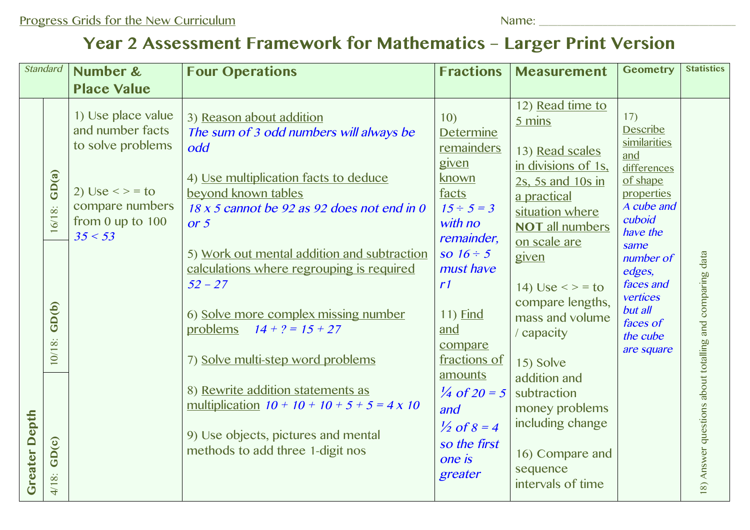Progress Grids for the New Curriculum

Name: ______________________________

# Year 2 Assessment Framework for Mathematics – Larger Print Version

| Standard | | Number & Place Value | Four Operations | Fractions | Measurement | Geometry | Statistics |
|---|---|---|---|---|---|---|---|
| Greater Depth | 16/18: GD(a)<br>10/18: GD(b)<br>4/18: GD(c) | 1) Use place value and number facts to solve problems<br><br>2) Use < > = to compare numbers from 0 up to 100 *35 < 53* | 3) Reason about addition *The sum of 3 odd numbers will always be odd*<br><br>4) Use multiplication facts to deduce beyond known tables *18 x 5 cannot be 92 as 92 does not end in 0 or 5*<br><br>5) Work out mental addition and subtraction calculations where regrouping is required *52 – 27*<br><br>6) Solve more complex missing number problems *14 + ? = 15 + 27*<br><br>7) Solve multi-step word problems<br><br>8) Rewrite addition statements as multiplication *10 + 10 + 10 + 5 + 5 = 4 x 10*<br><br>9) Use objects, pictures and mental methods to add three 1-digit nos | 10) Determine remainders given known facts *15 ÷ 5 = 3 with no remainder, so 16 ÷ 5 must have r1*<br><br>11) Find and compare fractions of amounts *¼ of 20 = 5 and ½ of 8 = 4 so the first one is greater* | 12) Read time to 5 mins<br><br>13) Read scales in divisions of 1s, 2s, 5s and 10s in a practical situation where **NOT** all numbers on scale are given<br><br>14) Use < > = to compare lengths, mass and volume / capacity<br><br>15) Solve addition and subtraction money problems including change<br><br>16) Compare and sequence intervals of time | 17) Describe similarities and differences of shape properties *A cube and cuboid have the same number of edges, faces and vertices but all faces of the cube are square* | 18) Answer questions about totalling and comparing data |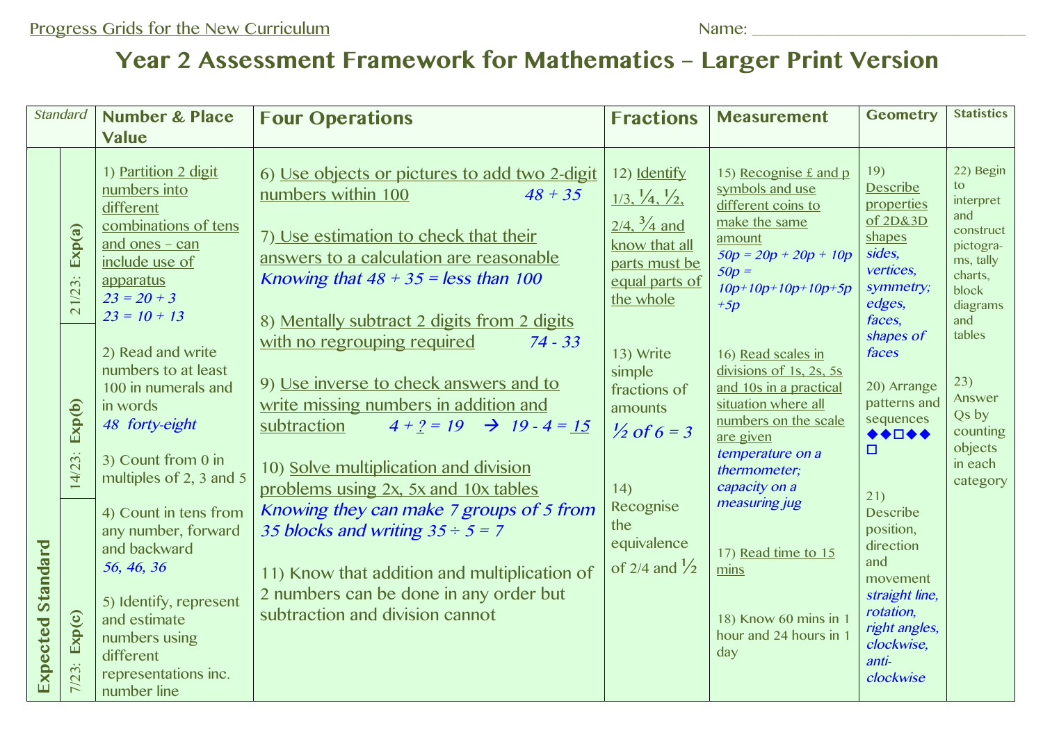Progress Grids for the New Curriculum

Name: ______________________________

# Year 2 Assessment Framework for Mathematics – Larger Print Version

| Standard | | Number & Place Value | Four Operations | Fractions | Measurement | Geometry | Statistics |
|---|---|---|---|---|---|---|---|
| Expected Standard | 21/23: Exp(a)<br>14/23: Exp(b)<br>7/23: Exp(c) | 1) Partition 2 digit numbers into different combinations of tens and ones – can include use of apparatus *23 = 20 + 3* *23 = 10 + 13*<br><br>2) Read and write numbers to at least 100 in numerals and in words *48 forty-eight*<br><br>3) Count from 0 in multiples of 2, 3 and 5<br><br>4) Count in tens from any number, forward and backward *56, 46, 36*<br><br>5) Identify, represent and estimate numbers using different representations inc. number line | 6) Use objects or pictures to add two 2-digit numbers within 100 *48 + 35*<br><br>7) Use estimation to check that their answers to a calculation are reasonable *Knowing that 48 + 35 = less than 100*<br><br>8) Mentally subtract 2 digits from 2 digits with no regrouping required *74 - 33*<br><br>9) Use inverse to check answers and to write missing numbers in addition and subtraction *4 + ? = 19 → 19 - 4 = 15*<br><br>10) Solve multiplication and division problems using 2x, 5x and 10x tables *Knowing they can make 7 groups of 5 from 35 blocks and writing 35 ÷ 5 = 7*<br><br>11) Know that addition and multiplication of 2 numbers can be done in any order but subtraction and division cannot | 12) Identify 1/3, ¼, ½, 2/4, ¾ and know that all parts must be equal parts of the whole<br><br>13) Write simple fractions of amounts *½ of 6 = 3*<br><br>14) Recognise the equivalence of 2/4 and ½ | 15) Recognise £ and p symbols and use different coins to make the same amount *50p = 20p + 20p + 10p* *50p = 10p+10p+10p+10p+5p +5p*<br><br>16) Read scales in divisions of 1s, 2s, 5s and 10s in a practical situation where all numbers on the scale are given *temperature on a thermometer; capacity on a measuring jug*<br><br>17) Read time to 15 mins<br><br>18) Know 60 mins in 1 hour and 24 hours in 1 day | 19) Describe properties of 2D&3D shapes *sides, vertices, symmetry; edges, faces, shapes of faces*<br><br>20) Arrange patterns and sequences ◆◆□◆◆□<br><br>21) Describe position, direction and movement *straight line, rotation, right angles, clockwise, anti-clockwise* | 22) Begin to interpret and construct pictograms, tally charts, block diagrams and tables<br><br>23) Answer Qs by counting objects in each category |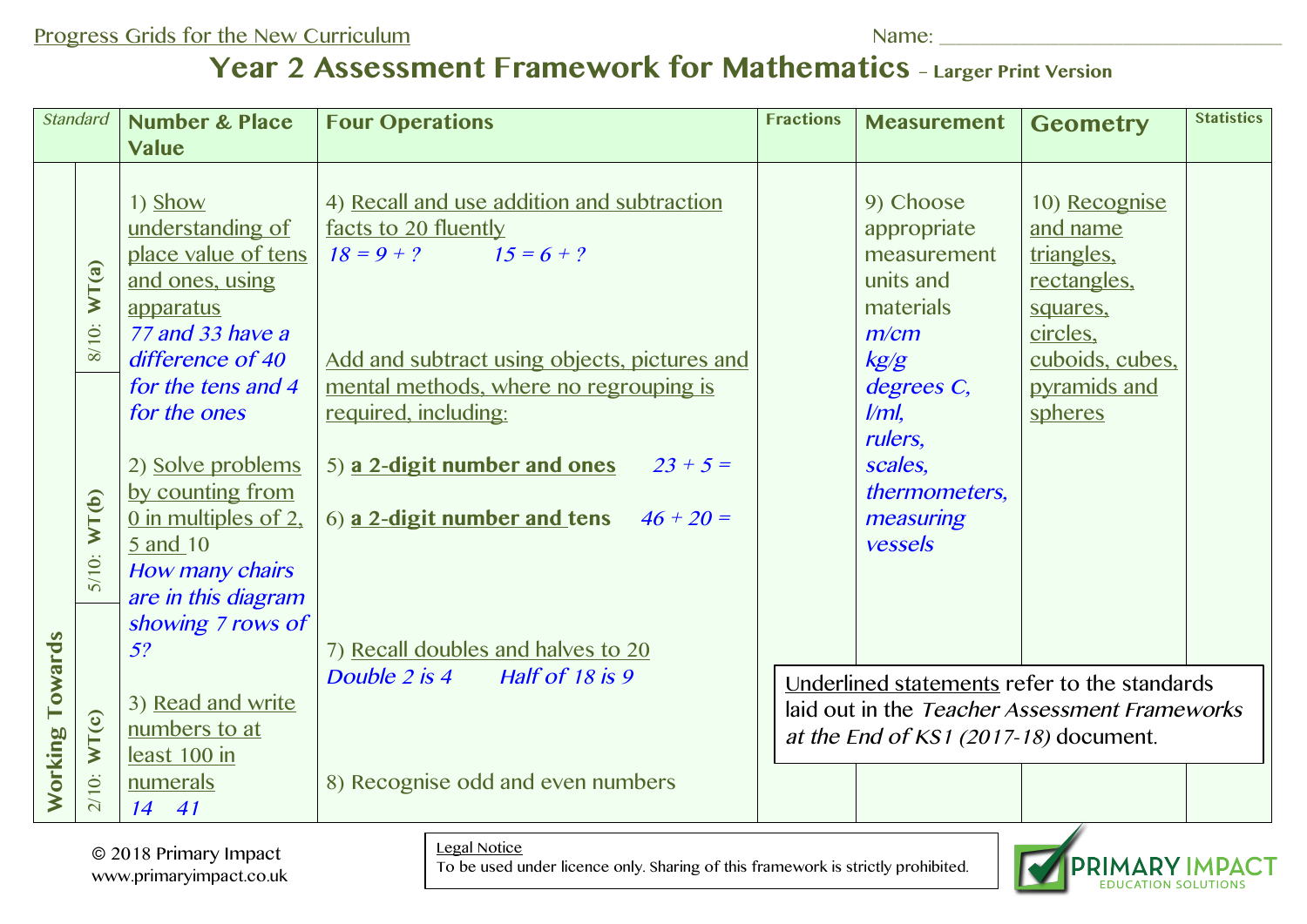Progress Grids for the New Curriculum

Name: ______________________________

# Year 2 Assessment Framework for Mathematics – Larger Print Version

| Standard | | Number & Place Value | Four Operations | Fractions | Measurement | Geometry | Statistics |
|---|---|---|---|---|---|---|---|
| Working Towards | 8/10: WT(a) | 1) Show understanding of place value of tens and ones, using apparatus *77 and 33 have a difference of 40 for the tens and 4 for the ones* | 4) Recall and use addition and subtraction facts to 20 fluently *18 = 9 + ?* *15 = 6 + ?* | | 9) Choose appropriate measurement units and materials *m/cm kg/g degrees C, l/ml, rulers, scales, thermometers, measuring vessels* | 10) Recognise and name triangles, rectangles, squares, circles, cuboids, cubes, pyramids and spheres | |
| | 5/10: WT(b) | 2) Solve problems by counting from 0 in multiples of 2, 5 and 10 *How many chairs are in this diagram showing 7 rows of 5?* | Add and subtract using objects, pictures and mental methods, where no regrouping is required, including: 5) **a 2-digit number and ones** *23 + 5 =* 6) **a 2-digit number and tens** *46 + 20 =* | | | | |
| | 2/10: WT(c) | 3) Read and write numbers to at least 100 in numerals *14 41* | 7) Recall doubles and halves to 20 *Double 2 is 4* *Half of 18 is 9* 8) Recognise odd and even numbers | | | | |

Underlined statements refer to the standards laid out in the *Teacher Assessment Frameworks at the End of KS1 (2017-18)* document.

© 2018 Primary Impact
www.primaryimpact.co.uk

Legal Notice
To be used under licence only. Sharing of this framework is strictly prohibited.

PRIMARY IMPACT EDUCATION SOLUTIONS